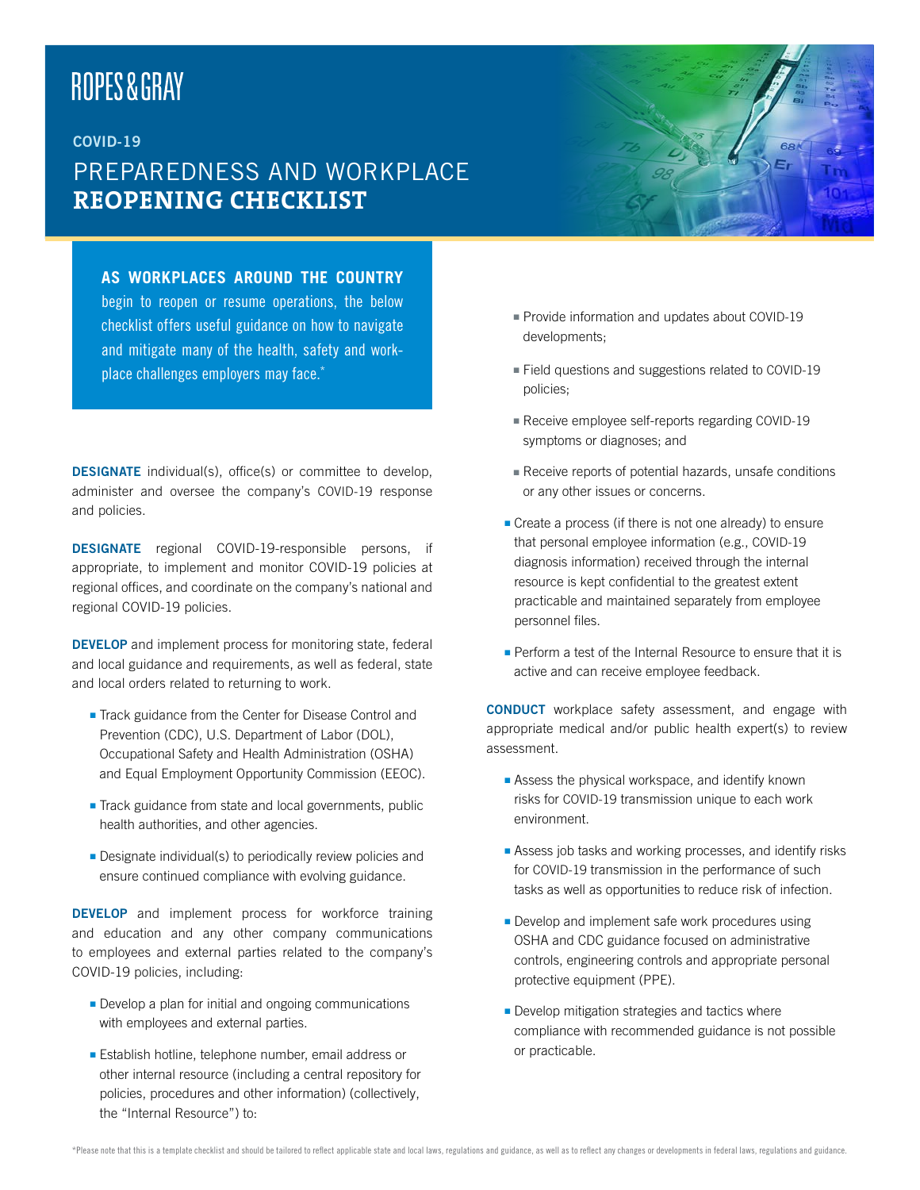ROPES & GRAY

## COVID-19

# PREPAREDNESS AND WORKPLACE **REOPENING CHECKLIST**

**AS WORKPLACES AROUND THE COUNTRY** begin to reopen or resume operations, the below checklist offers useful guidance on how to navigate and mitigate many of the health, safety and workplace challenges employers may face.*

**DESIGNATE** individual(s), office(s) or committee to develop, administer and oversee the company's COVID-19 response and policies.

**DESIGNATE** regional COVID-19-responsible persons, if appropriate, to implement and monitor COVID-19 policies at regional offices, and coordinate on the company's national and regional COVID-19 policies.

**DEVELOP** and implement process for monitoring state, federal and local guidance and requirements, as well as federal, state and local orders related to returning to work.

- Track guidance from the Center for Disease Control and Prevention (CDC), U.S. Department of Labor (DOL), Occupational Safety and Health Administration (OSHA) and Equal Employment Opportunity Commission (EEOC).
- Track guidance from state and local governments, public health authorities, and other agencies.
- Designate individual(s) to periodically review policies and ensure continued compliance with evolving guidance.

**DEVELOP** and implement process for workforce training and education and any other company communications to employees and external parties related to the company's COVID-19 policies, including:

- Develop a plan for initial and ongoing communications with employees and external parties.
- Establish hotline, telephone number, email address or other internal resource (including a central repository for policies, procedures and other information) (collectively, the "Internal Resource") to:
  - Provide information and updates about COVID-19 developments;
  - Field questions and suggestions related to COVID-19 policies;
  - Receive employee self-reports regarding COVID-19 symptoms or diagnoses; and
  - Receive reports of potential hazards, unsafe conditions or any other issues or concerns.
- Create a process (if there is not one already) to ensure that personal employee information (e.g., COVID-19 diagnosis information) received through the internal resource is kept confidential to the greatest extent practicable and maintained separately from employee personnel files.
- Perform a test of the Internal Resource to ensure that it is active and can receive employee feedback.

**CONDUCT** workplace safety assessment, and engage with appropriate medical and/or public health expert(s) to review assessment.

- Assess the physical workspace, and identify known risks for COVID-19 transmission unique to each work environment.
- Assess job tasks and working processes, and identify risks for COVID-19 transmission in the performance of such tasks as well as opportunities to reduce risk of infection.
- Develop and implement safe work procedures using OSHA and CDC guidance focused on administrative controls, engineering controls and appropriate personal protective equipment (PPE).
- Develop mitigation strategies and tactics where compliance with recommended guidance is not possible or practicable.

*Please note that this is a template checklist and should be tailored to reflect applicable state and local laws, regulations and guidance, as well as to reflect any changes or developments in federal laws, regulations and guidance.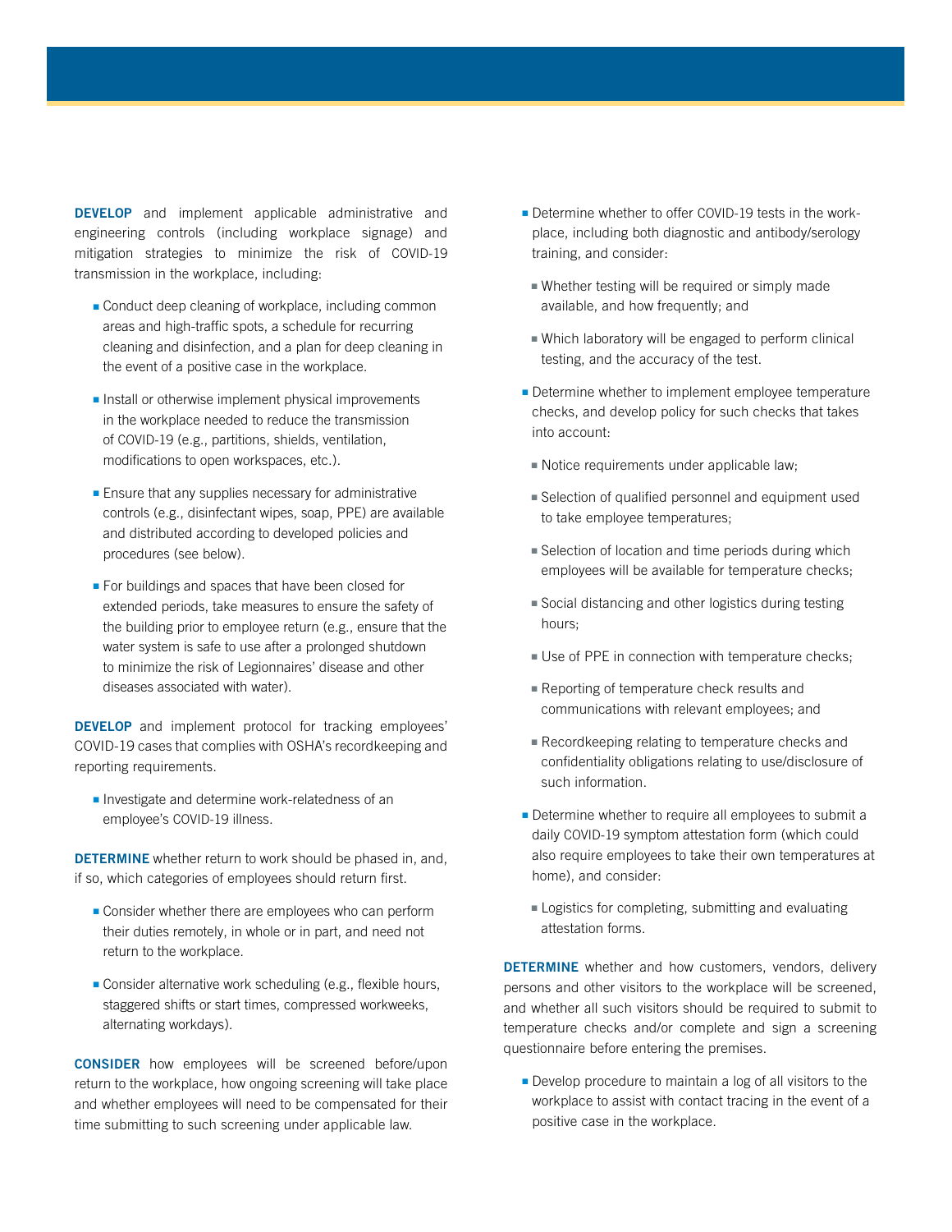**DEVELOP** and implement applicable administrative and engineering controls (including workplace signage) and mitigation strategies to minimize the risk of COVID-19 transmission in the workplace, including:

- Conduct deep cleaning of workplace, including common areas and high-traffic spots, a schedule for recurring cleaning and disinfection, and a plan for deep cleaning in the event of a positive case in the workplace.
- Install or otherwise implement physical improvements in the workplace needed to reduce the transmission of COVID-19 (e.g., partitions, shields, ventilation, modifications to open workspaces, etc.).
- Ensure that any supplies necessary for administrative controls (e.g., disinfectant wipes, soap, PPE) are available and distributed according to developed policies and procedures (see below).
- For buildings and spaces that have been closed for extended periods, take measures to ensure the safety of the building prior to employee return (e.g., ensure that the water system is safe to use after a prolonged shutdown to minimize the risk of Legionnaires' disease and other diseases associated with water).

**DEVELOP** and implement protocol for tracking employees' COVID-19 cases that complies with OSHA's recordkeeping and reporting requirements.

- Investigate and determine work-relatedness of an employee's COVID-19 illness.

**DETERMINE** whether return to work should be phased in, and, if so, which categories of employees should return first.

- Consider whether there are employees who can perform their duties remotely, in whole or in part, and need not return to the workplace.
- Consider alternative work scheduling (e.g., flexible hours, staggered shifts or start times, compressed workweeks, alternating workdays).

**CONSIDER** how employees will be screened before/upon return to the workplace, how ongoing screening will take place and whether employees will need to be compensated for their time submitting to such screening under applicable law.

- Determine whether to offer COVID-19 tests in the workplace, including both diagnostic and antibody/serology training, and consider:
  - Whether testing will be required or simply made available, and how frequently; and
  - Which laboratory will be engaged to perform clinical testing, and the accuracy of the test.
- Determine whether to implement employee temperature checks, and develop policy for such checks that takes into account:
  - Notice requirements under applicable law;
  - Selection of qualified personnel and equipment used to take employee temperatures;
  - Selection of location and time periods during which employees will be available for temperature checks;
  - Social distancing and other logistics during testing hours;
  - Use of PPE in connection with temperature checks;
  - Reporting of temperature check results and communications with relevant employees; and
  - Recordkeeping relating to temperature checks and confidentiality obligations relating to use/disclosure of such information.
- Determine whether to require all employees to submit a daily COVID-19 symptom attestation form (which could also require employees to take their own temperatures at home), and consider:
  - Logistics for completing, submitting and evaluating attestation forms.

**DETERMINE** whether and how customers, vendors, delivery persons and other visitors to the workplace will be screened, and whether all such visitors should be required to submit to temperature checks and/or complete and sign a screening questionnaire before entering the premises.

- Develop procedure to maintain a log of all visitors to the workplace to assist with contact tracing in the event of a positive case in the workplace.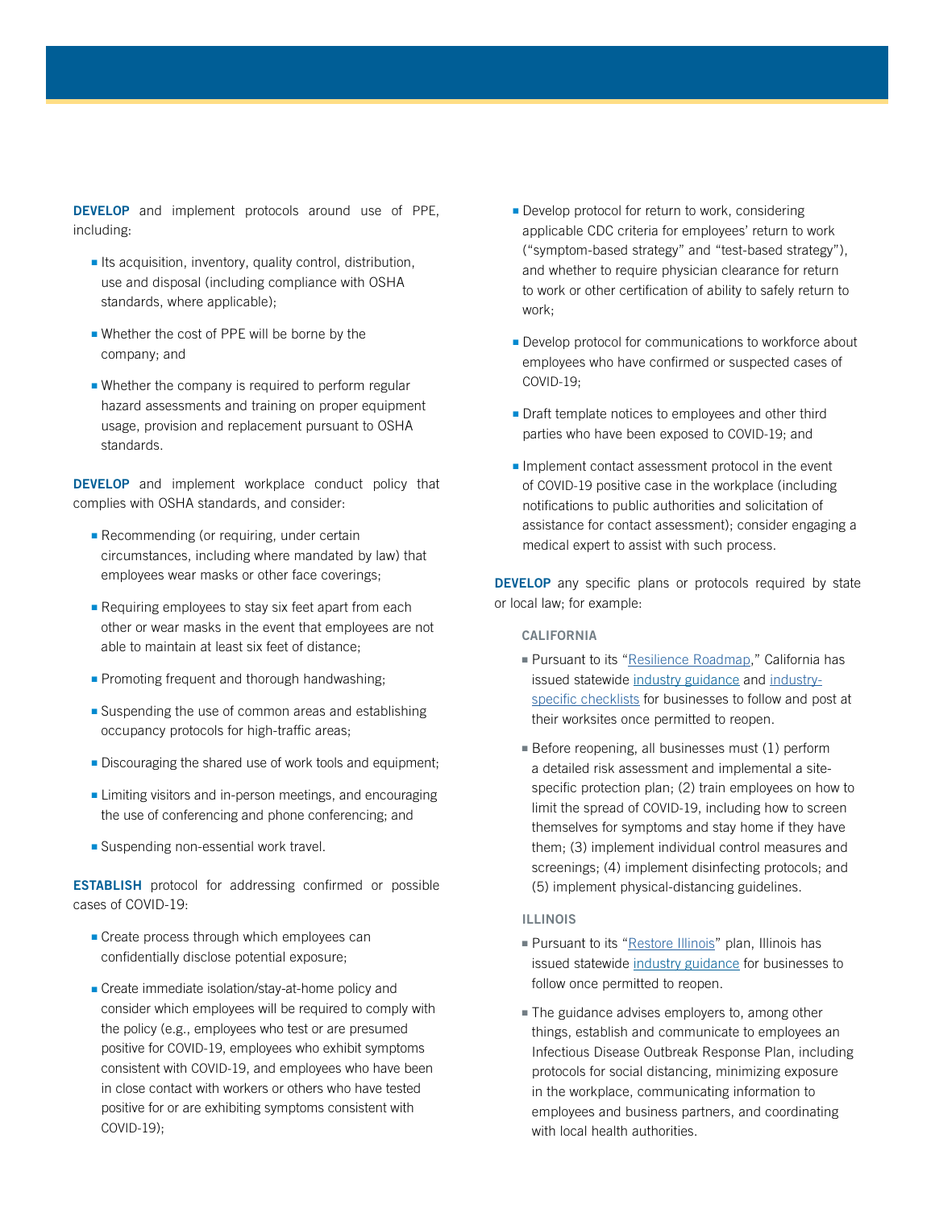**DEVELOP** and implement protocols around use of PPE, including:

- Its acquisition, inventory, quality control, distribution, use and disposal (including compliance with OSHA standards, where applicable);
- Whether the cost of PPE will be borne by the company; and
- Whether the company is required to perform regular hazard assessments and training on proper equipment usage, provision and replacement pursuant to OSHA standards.

**DEVELOP** and implement workplace conduct policy that complies with OSHA standards, and consider:

- Recommending (or requiring, under certain circumstances, including where mandated by law) that employees wear masks or other face coverings;
- Requiring employees to stay six feet apart from each other or wear masks in the event that employees are not able to maintain at least six feet of distance;
- Promoting frequent and thorough handwashing;
- Suspending the use of common areas and establishing occupancy protocols for high-traffic areas;
- Discouraging the shared use of work tools and equipment;
- Limiting visitors and in-person meetings, and encouraging the use of conferencing and phone conferencing; and
- Suspending non-essential work travel.

**ESTABLISH** protocol for addressing confirmed or possible cases of COVID-19:

- Create process through which employees can confidentially disclose potential exposure;
- Create immediate isolation/stay-at-home policy and consider which employees will be required to comply with the policy (e.g., employees who test or are presumed positive for COVID-19, employees who exhibit symptoms consistent with COVID-19, and employees who have been in close contact with workers or others who have tested positive for or are exhibiting symptoms consistent with COVID-19);
- Develop protocol for return to work, considering applicable CDC criteria for employees' return to work ("symptom-based strategy" and "test-based strategy"), and whether to require physician clearance for return to work or other certification of ability to safely return to work;
- Develop protocol for communications to workforce about employees who have confirmed or suspected cases of COVID-19;
- Draft template notices to employees and other third parties who have been exposed to COVID-19; and
- Implement contact assessment protocol in the event of COVID-19 positive case in the workplace (including notifications to public authorities and solicitation of assistance for contact assessment); consider engaging a medical expert to assist with such process.

**DEVELOP** any specific plans or protocols required by state or local law; for example:

**CALIFORNIA**

- Pursuant to its "Resilience Roadmap," California has issued statewide industry guidance and industry-specific checklists for businesses to follow and post at their worksites once permitted to reopen.
- Before reopening, all businesses must (1) perform a detailed risk assessment and implemental a site-specific protection plan; (2) train employees on how to limit the spread of COVID-19, including how to screen themselves for symptoms and stay home if they have them; (3) implement individual control measures and screenings; (4) implement disinfecting protocols; and (5) implement physical-distancing guidelines.

**ILLINOIS**

- Pursuant to its "Restore Illinois" plan, Illinois has issued statewide industry guidance for businesses to follow once permitted to reopen.
- The guidance advises employers to, among other things, establish and communicate to employees an Infectious Disease Outbreak Response Plan, including protocols for social distancing, minimizing exposure in the workplace, communicating information to employees and business partners, and coordinating with local health authorities.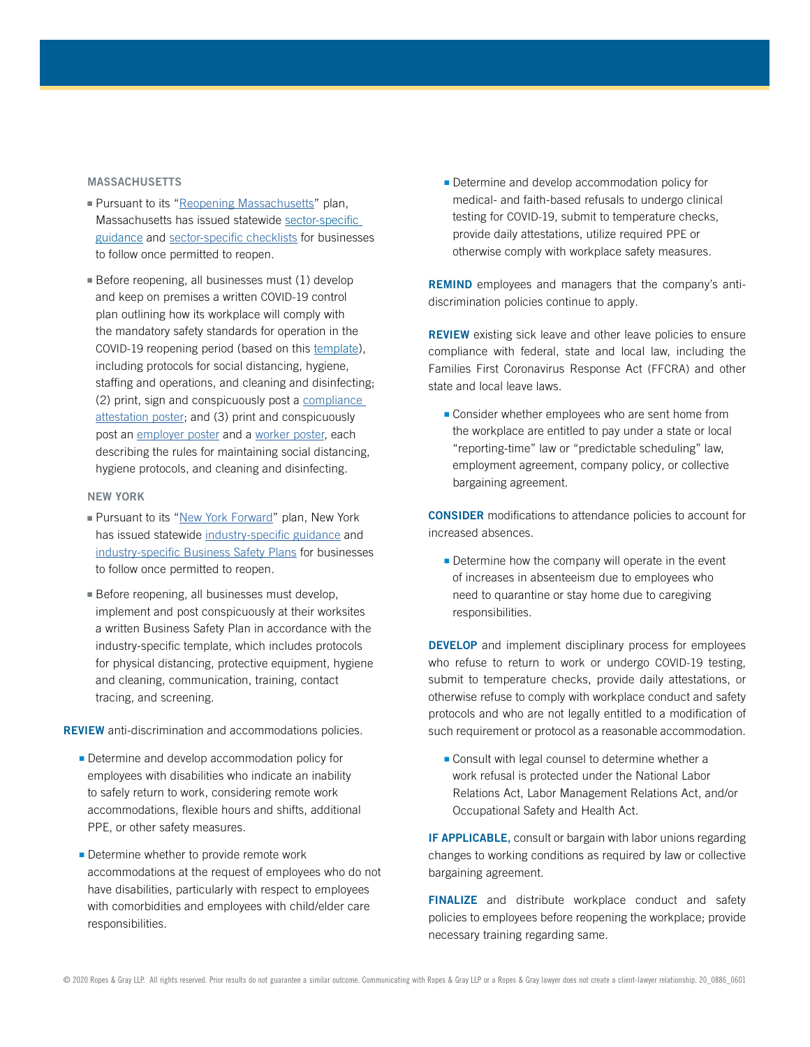### MASSACHUSETTS

- Pursuant to its "Reopening Massachusetts" plan, Massachusetts has issued statewide sector-specific guidance and sector-specific checklists for businesses to follow once permitted to reopen.
- Before reopening, all businesses must (1) develop and keep on premises a written COVID-19 control plan outlining how its workplace will comply with the mandatory safety standards for operation in the COVID-19 reopening period (based on this template), including protocols for social distancing, hygiene, staffing and operations, and cleaning and disinfecting; (2) print, sign and conspicuously post a compliance attestation poster; and (3) print and conspicuously post an employer poster and a worker poster, each describing the rules for maintaining social distancing, hygiene protocols, and cleaning and disinfecting.

### NEW YORK

- Pursuant to its "New York Forward" plan, New York has issued statewide industry-specific guidance and industry-specific Business Safety Plans for businesses to follow once permitted to reopen.
- Before reopening, all businesses must develop, implement and post conspicuously at their worksites a written Business Safety Plan in accordance with the industry-specific template, which includes protocols for physical distancing, protective equipment, hygiene and cleaning, communication, training, contact tracing, and screening.

**REVIEW** anti-discrimination and accommodations policies.

- Determine and develop accommodation policy for employees with disabilities who indicate an inability to safely return to work, considering remote work accommodations, flexible hours and shifts, additional PPE, or other safety measures.
- Determine whether to provide remote work accommodations at the request of employees who do not have disabilities, particularly with respect to employees with comorbidities and employees with child/elder care responsibilities.
- Determine and develop accommodation policy for medical- and faith-based refusals to undergo clinical testing for COVID-19, submit to temperature checks, provide daily attestations, utilize required PPE or otherwise comply with workplace safety measures.

**REMIND** employees and managers that the company's anti-discrimination policies continue to apply.

**REVIEW** existing sick leave and other leave policies to ensure compliance with federal, state and local law, including the Families First Coronavirus Response Act (FFCRA) and other state and local leave laws.

- Consider whether employees who are sent home from the workplace are entitled to pay under a state or local "reporting-time" law or "predictable scheduling" law, employment agreement, company policy, or collective bargaining agreement.

**CONSIDER** modifications to attendance policies to account for increased absences.

- Determine how the company will operate in the event of increases in absenteeism due to employees who need to quarantine or stay home due to caregiving responsibilities.

**DEVELOP** and implement disciplinary process for employees who refuse to return to work or undergo COVID-19 testing, submit to temperature checks, provide daily attestations, or otherwise refuse to comply with workplace conduct and safety protocols and who are not legally entitled to a modification of such requirement or protocol as a reasonable accommodation.

- Consult with legal counsel to determine whether a work refusal is protected under the National Labor Relations Act, Labor Management Relations Act, and/or Occupational Safety and Health Act.

**IF APPLICABLE,** consult or bargain with labor unions regarding changes to working conditions as required by law or collective bargaining agreement.

**FINALIZE** and distribute workplace conduct and safety policies to employees before reopening the workplace; provide necessary training regarding same.

© 2020 Ropes & Gray LLP. All rights reserved. Prior results do not guarantee a similar outcome. Communicating with Ropes & Gray LLP or a Ropes & Gray lawyer does not create a client-lawyer relationship. 20_0886_0601